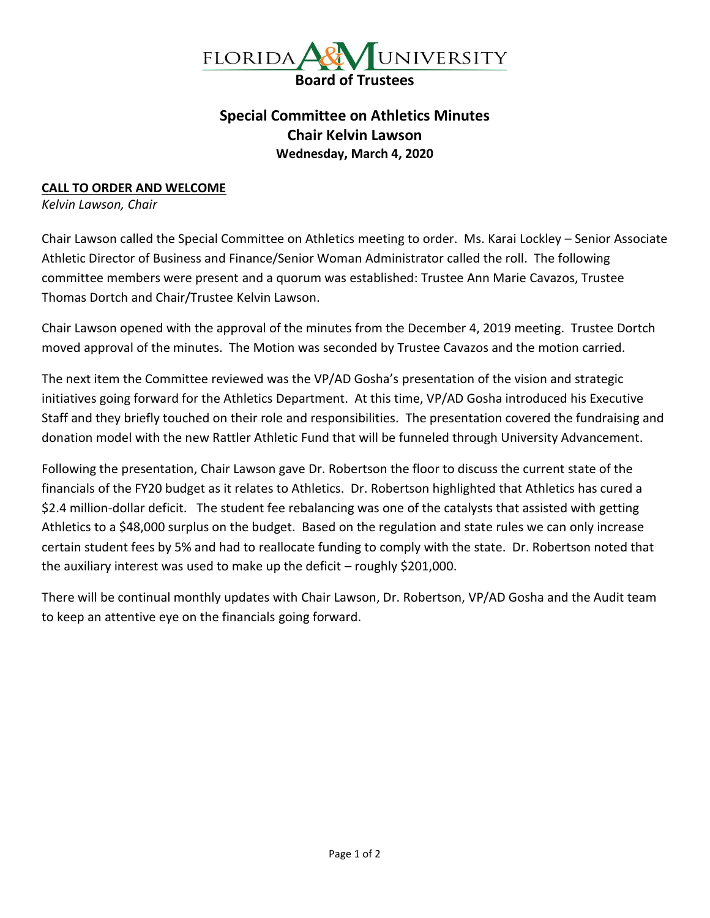# FLORIDA A&M UNIVERSITY
## Board of Trustees

## Special Committee on Athletics Minutes
### Chair Kelvin Lawson
**Wednesday, March 4, 2020**

**CALL TO ORDER AND WELCOME**

*Kelvin Lawson, Chair*

Chair Lawson called the Special Committee on Athletics meeting to order. Ms. Karai Lockley – Senior Associate Athletic Director of Business and Finance/Senior Woman Administrator called the roll. The following committee members were present and a quorum was established: Trustee Ann Marie Cavazos, Trustee Thomas Dortch and Chair/Trustee Kelvin Lawson.

Chair Lawson opened with the approval of the minutes from the December 4, 2019 meeting. Trustee Dortch moved approval of the minutes. The Motion was seconded by Trustee Cavazos and the motion carried.

The next item the Committee reviewed was the VP/AD Gosha's presentation of the vision and strategic initiatives going forward for the Athletics Department. At this time, VP/AD Gosha introduced his Executive Staff and they briefly touched on their role and responsibilities. The presentation covered the fundraising and donation model with the new Rattler Athletic Fund that will be funneled through University Advancement.

Following the presentation, Chair Lawson gave Dr. Robertson the floor to discuss the current state of the financials of the FY20 budget as it relates to Athletics. Dr. Robertson highlighted that Athletics has cured a $2.4 million-dollar deficit. The student fee rebalancing was one of the catalysts that assisted with getting Athletics to a $48,000 surplus on the budget. Based on the regulation and state rules we can only increase certain student fees by 5% and had to reallocate funding to comply with the state. Dr. Robertson noted that the auxiliary interest was used to make up the deficit – roughly $201,000.

There will be continual monthly updates with Chair Lawson, Dr. Robertson, VP/AD Gosha and the Audit team to keep an attentive eye on the financials going forward.